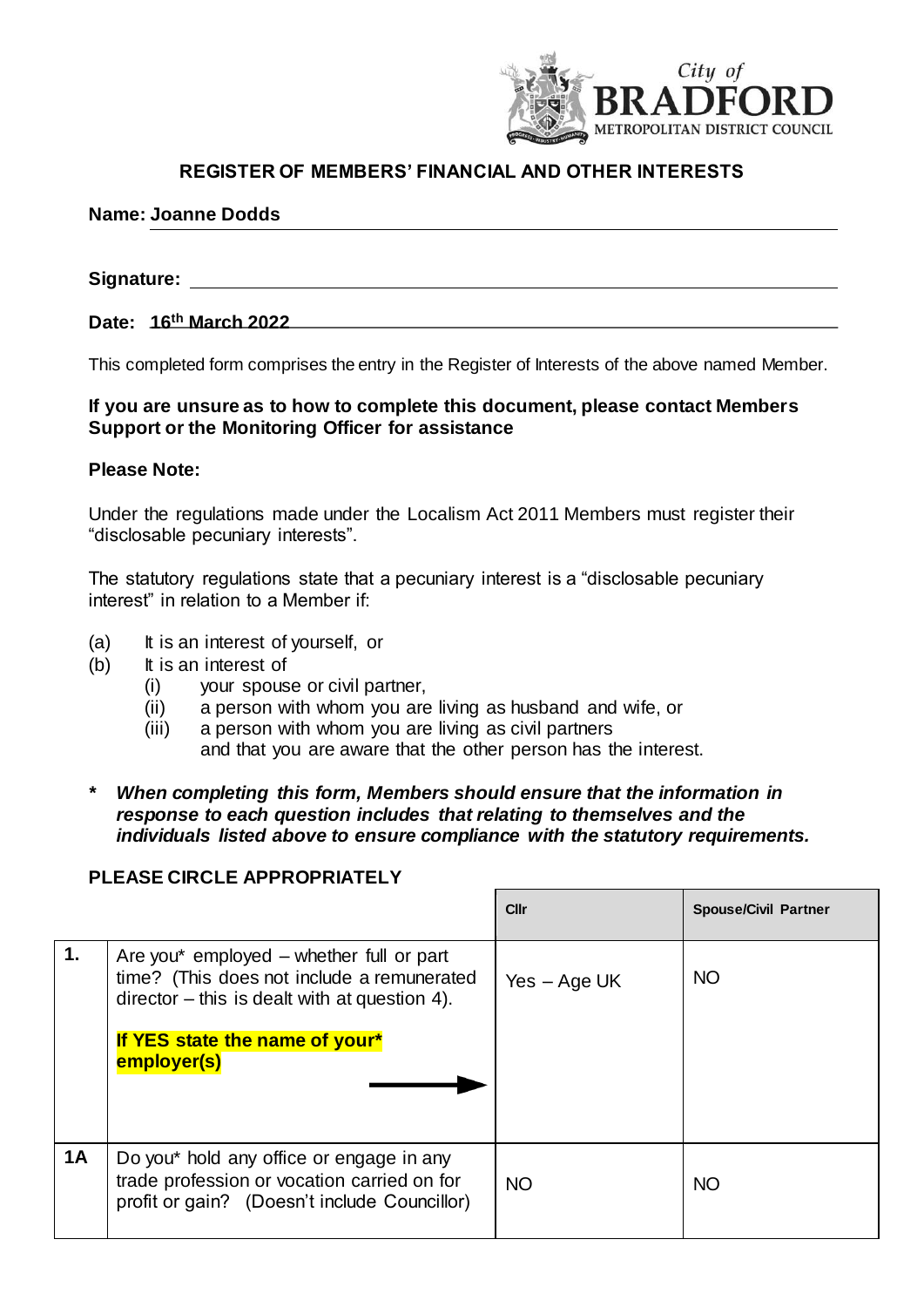City of BRADFORD METROPOLITAN DISTRICT COUNCIL

## REGISTER OF MEMBERS' FINANCIAL AND OTHER INTERESTS

**Name: Joanne Dodds**

**Signature:**

**Date: 16th March 2022**

This completed form comprises the entry in the Register of Interests of the above named Member.

**If you are unsure as to how to complete this document, please contact Members Support or the Monitoring Officer for assistance**

**Please Note:**

Under the regulations made under the Localism Act 2011 Members must register their "disclosable pecuniary interests".

The statutory regulations state that a pecuniary interest is a "disclosable pecuniary interest" in relation to a Member if:

(a) It is an interest of yourself, or
(b) It is an interest of
  (i) your spouse or civil partner,
  (ii) a person with whom you are living as husband and wife, or
  (iii) a person with whom you are living as civil partners
  and that you are aware that the other person has the interest.

**\*** ***When completing this form, Members should ensure that the information in response to each question includes that relating to themselves and the individuals listed above to ensure compliance with the statutory requirements.***

**PLEASE CIRCLE APPROPRIATELY**

| | | Cllr | Spouse/Civil Partner |
|---|---|---|---|
| **1.** | Are you* employed – whether full or part time? (This does not include a remunerated director – this is dealt with at question 4).<br><br>**If YES state the name of your\* employer(s)** → | Yes – Age UK | NO |
| **1A** | Do you* hold any office or engage in any trade profession or vocation carried on for profit or gain? (Doesn't include Councillor) | NO | NO |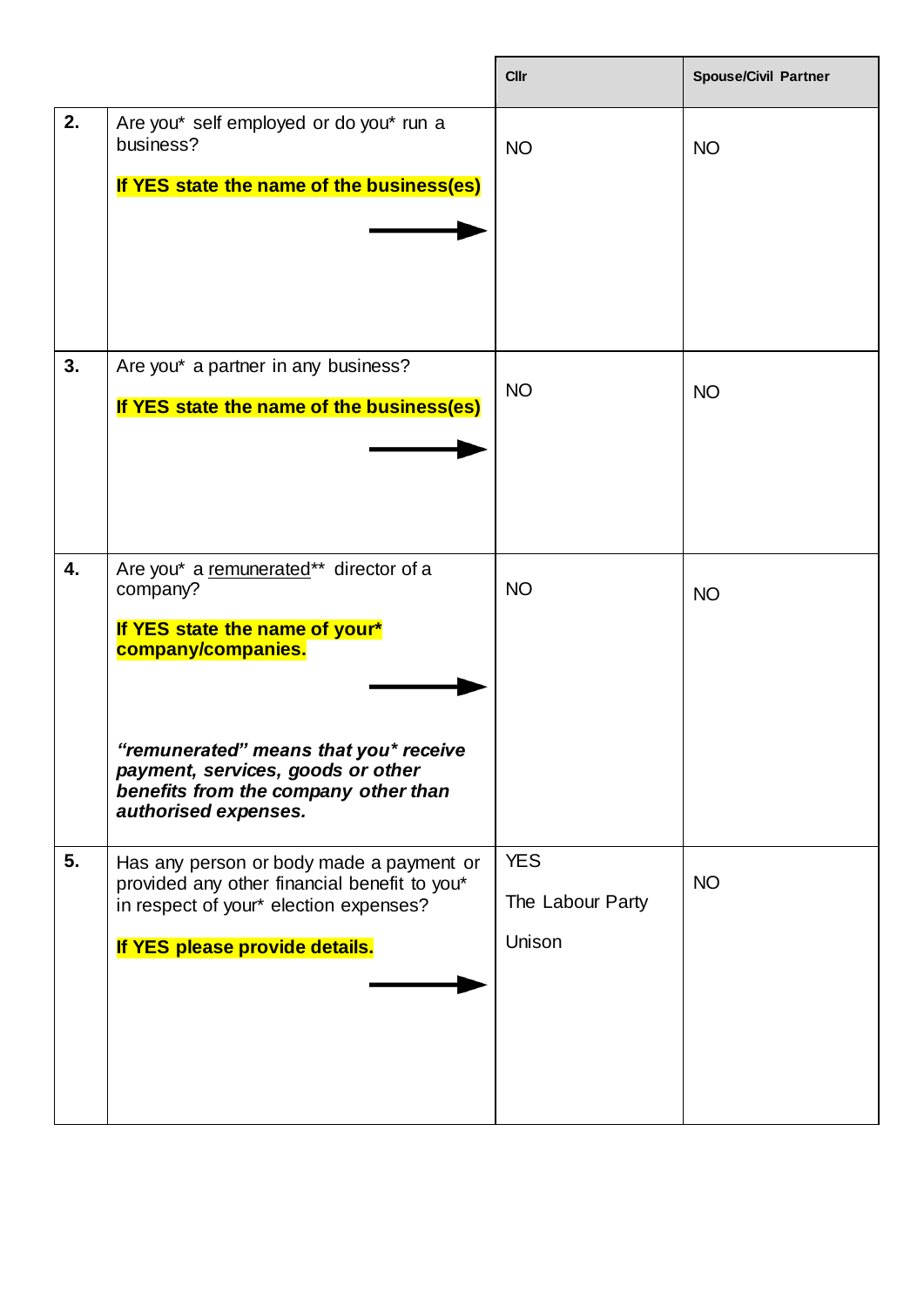| | | Cllr | Spouse/Civil Partner |
|---|---|---|---|
| **2.** | Are you* self employed or do you* run a business?<br><br>**If YES state the name of the business(es)**<br><br>→ | NO | NO |
| **3.** | Are you* a partner in any business?<br><br>**If YES state the name of the business(es)**<br><br>→ | NO | NO |
| **4.** | Are you* a remunerated** director of a company?<br><br>**If YES state the name of your* company/companies.**<br><br>→<br><br>***"remunerated" means that you* receive payment, services, goods or other benefits from the company other than authorised expenses.*** | NO | NO |
| **5.** | Has any person or body made a payment or provided any other financial benefit to you* in respect of your* election expenses?<br><br>**If YES please provide details.**<br><br>→ | YES<br><br>The Labour Party<br><br>Unison | NO |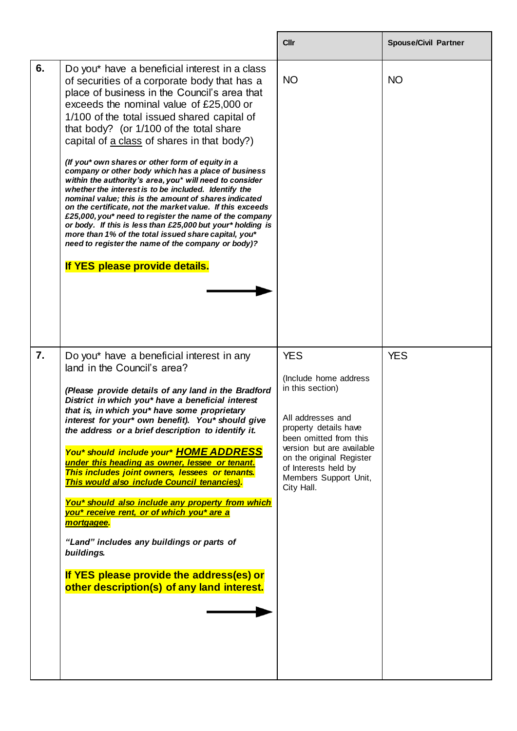| | | Cllr | Spouse/Civil Partner |
|---|---|---|---|
| 6. | Do you* have a beneficial interest in a class of securities of a corporate body that has a place of business in the Council's area that exceeds the nominal value of £25,000 or 1/100 of the total issued shared capital of that body? (or 1/100 of the total share capital of <u>a class</u> of shares in that body?)<br><br>***(If you* own shares or other form of equity in a company or other body which has a place of business within the authority's area, you* will need to consider whether the interest is to be included. Identify the nominal value; this is the amount of shares indicated on the certificate, not the market value. If this exceeds £25,000, you* need to register the name of the company or body. If this is less than £25,000 but your* holding is more than 1% of the total issued share capital, you* need to register the name of the company or body)?***<br><br>**If YES please provide details.**<br><br>→ | NO | NO |
| 7. | Do you* have a beneficial interest in any land in the Council's area?<br><br>***(Please provide details of any land in the Bradford District in which you* have a beneficial interest that is, in which you* have some proprietary interest for your* own benefit). You* should give the address or a brief description to identify it.***<br><br>***You* should include your* <u>HOME ADDRESS</u> <u>under this heading as owner, lessee or tenant.</u> This includes joint owners, lessees or tenants. <u>This would also include Council tenancies)</u>.***<br><br>***<u>You* should also include any property from which you* receive rent, or of which you* are a mortgagee</u>.***<br><br>***"Land" includes any buildings or parts of buildings.***<br><br>**If YES please provide the address(es) or other description(s) of any land interest.**<br><br>→ | YES<br><br>(Include home address in this section)<br><br>All addresses and property details have been omitted from this version but are available on the original Register of Interests held by Members Support Unit, City Hall. | YES |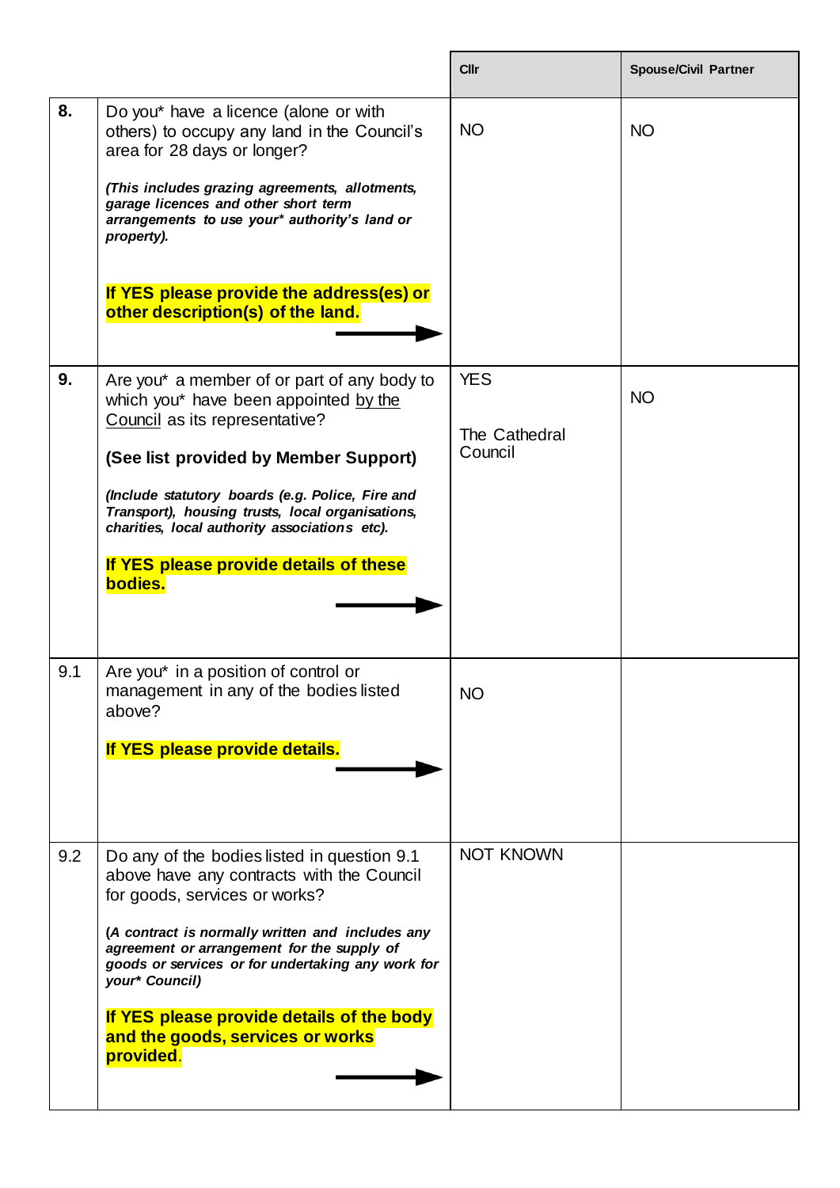| | | Cllr | Spouse/Civil Partner |
|---|---|---|---|
| **8.** | Do you* have a licence (alone or with others) to occupy any land in the Council's area for 28 days or longer?<br><br>***(This includes grazing agreements, allotments, garage licences and other short term arrangements to use your* authority's land or property).***<br><br>**If YES please provide the address(es) or other description(s) of the land.** | NO | NO |
| **9.** | Are you* a member of or part of any body to which you* have been appointed by the Council as its representative?<br><br>**(See list provided by Member Support)**<br><br>***(Include statutory boards (e.g. Police, Fire and Transport), housing trusts, local organisations, charities, local authority associations etc).***<br><br>**If YES please provide details of these bodies.** | YES<br><br>The Cathedral Council | NO |
| 9.1 | Are you* in a position of control or management in any of the bodies listed above?<br><br>**If YES please provide details.** | NO | |
| 9.2 | Do any of the bodies listed in question 9.1 above have any contracts with the Council for goods, services or works?<br><br>***(A contract is normally written and includes any agreement or arrangement for the supply of goods or services or for undertaking any work for your* Council)***<br><br>**If YES please provide details of the body and the goods, services or works provided**. | NOT KNOWN | |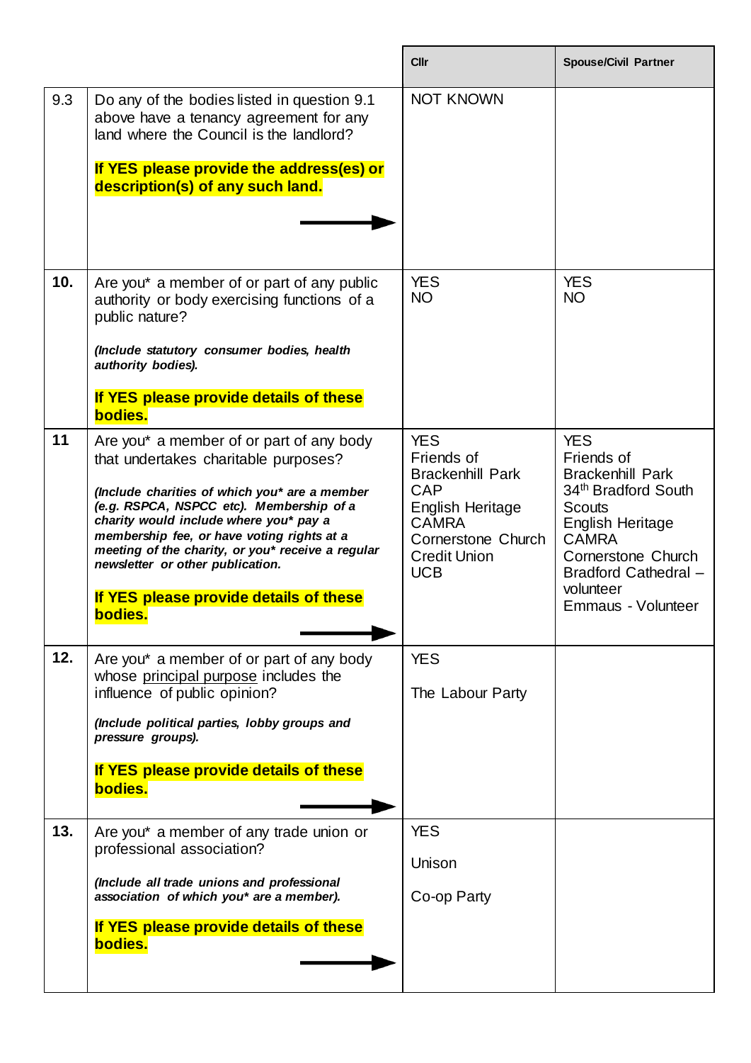| | | Cllr | Spouse/Civil Partner |
|---|---|---|---|
| 9.3 | Do any of the bodies listed in question 9.1 above have a tenancy agreement for any land where the Council is the landlord?<br><br>**If YES please provide the address(es) or description(s) of any such land.** | NOT KNOWN | |
| **10.** | Are you* a member of or part of any public authority or body exercising functions of a public nature?<br><br>***(Include statutory consumer bodies, health authority bodies).***<br><br>**If YES please provide details of these bodies.** | YES<br>NO | YES<br>NO |
| **11** | Are you* a member of or part of any body that undertakes charitable purposes?<br><br>***(Include charities of which you* are a member (e.g. RSPCA, NSPCC etc). Membership of a charity would include where you* pay a membership fee, or have voting rights at a meeting of the charity, or you* receive a regular newsletter or other publication.***<br><br>**If YES please provide details of these bodies.** | YES<br>Friends of Brackenhill Park<br>CAP<br>English Heritage<br>CAMRA<br>Cornerstone Church<br>Credit Union<br>UCB | YES<br>Friends of Brackenhill Park<br>34th Bradford South Scouts<br>English Heritage<br>CAMRA<br>Cornerstone Church<br>Bradford Cathedral – volunteer<br>Emmaus - Volunteer |
| **12.** | Are you* a member of or part of any body whose principal purpose includes the influence of public opinion?<br><br>***(Include political parties, lobby groups and pressure groups).***<br><br>**If YES please provide details of these bodies.** | YES<br><br>The Labour Party | |
| **13.** | Are you* a member of any trade union or professional association?<br><br>***(Include all trade unions and professional association of which you* are a member).***<br><br>**If YES please provide details of these bodies.** | YES<br><br>Unison<br><br>Co-op Party | |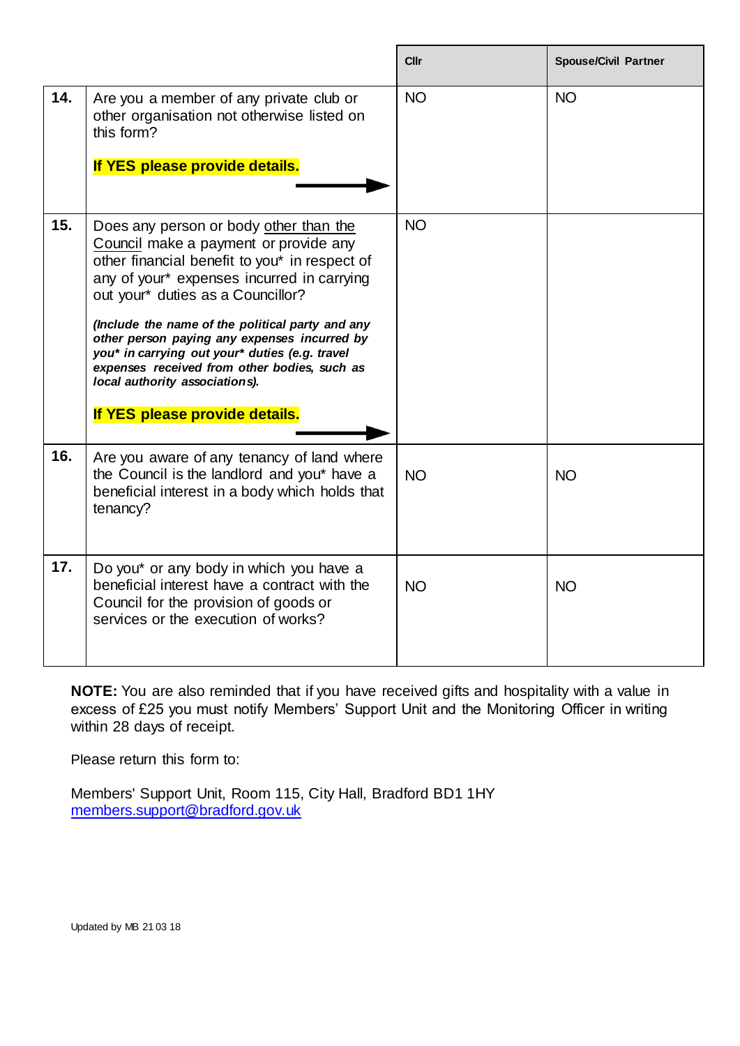| | | Cllr | Spouse/Civil Partner |
|---|---|---|---|
| **14.** | Are you a member of any private club or other organisation not otherwise listed on this form?<br><br>**If YES please provide details.** | NO | NO |
| **15.** | Does any person or body other than the Council make a payment or provide any other financial benefit to you* in respect of any of your* expenses incurred in carrying out your* duties as a Councillor?<br><br>***(Include the name of the political party and any other person paying any expenses incurred by you* in carrying out your* duties (e.g. travel expenses received from other bodies, such as local authority associations).***<br><br>**If YES please provide details.** | NO | |
| **16.** | Are you aware of any tenancy of land where the Council is the landlord and you* have a beneficial interest in a body which holds that tenancy? | NO | NO |
| **17.** | Do you* or any body in which you have a beneficial interest have a contract with the Council for the provision of goods or services or the execution of works? | NO | NO |

**NOTE:** You are also reminded that if you have received gifts and hospitality with a value in excess of £25 you must notify Members' Support Unit and the Monitoring Officer in writing within 28 days of receipt.

Please return this form to:

Members' Support Unit, Room 115, City Hall, Bradford BD1 1HY
[members.support@bradford.gov.uk](mailto:members.support@bradford.gov.uk)

Updated by MB 21 03 18